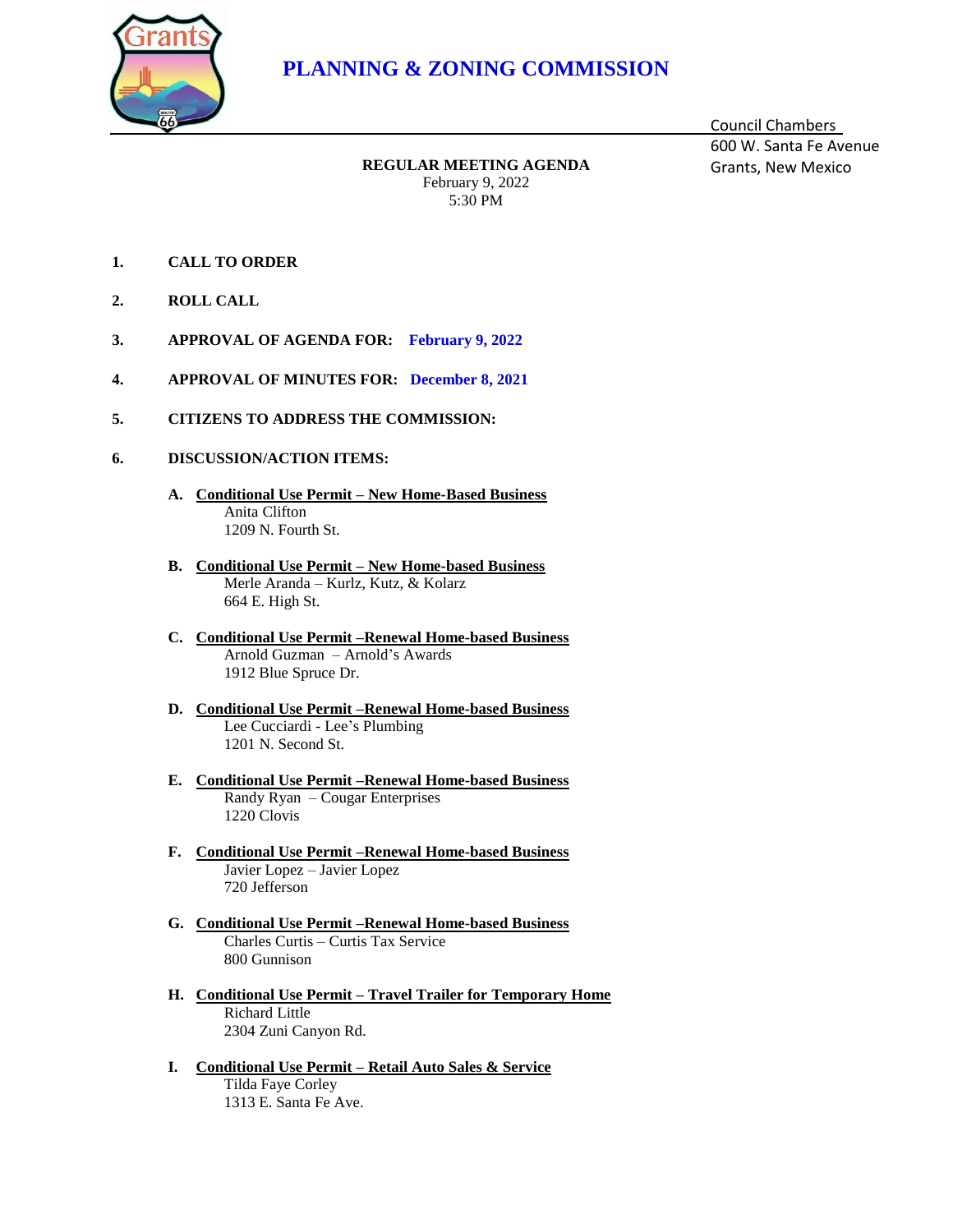# PLANNING & ZONING COMMISSION

Council Chambers
600 W. Santa Fe Avenue
Grants, New Mexico

**REGULAR MEETING AGENDA**
February 9, 2022
5:30 PM

1. **CALL TO ORDER**

2. **ROLL CALL**

3. **APPROVAL OF AGENDA FOR: February 9, 2022**

4. **APPROVAL OF MINUTES FOR: December 8, 2021**

5. **CITIZENS TO ADDRESS THE COMMISSION:**

6. **DISCUSSION/ACTION ITEMS:**

   **A. Conditional Use Permit – New Home-Based Business**
   Anita Clifton
   1209 N. Fourth St.

   **B. Conditional Use Permit – New Home-based Business**
   Merle Aranda – Kurlz, Kutz, & Kolarz
   664 E. High St.

   **C. Conditional Use Permit –Renewal Home-based Business**
   Arnold Guzman – Arnold's Awards
   1912 Blue Spruce Dr.

   **D. Conditional Use Permit –Renewal Home-based Business**
   Lee Cucciardi - Lee's Plumbing
   1201 N. Second St.

   **E. Conditional Use Permit –Renewal Home-based Business**
   Randy Ryan – Cougar Enterprises
   1220 Clovis

   **F. Conditional Use Permit –Renewal Home-based Business**
   Javier Lopez – Javier Lopez
   720 Jefferson

   **G. Conditional Use Permit –Renewal Home-based Business**
   Charles Curtis – Curtis Tax Service
   800 Gunnison

   **H. Conditional Use Permit – Travel Trailer for Temporary Home**
   Richard Little
   2304 Zuni Canyon Rd.

   **I. Conditional Use Permit – Retail Auto Sales & Service**
   Tilda Faye Corley
   1313 E. Santa Fe Ave.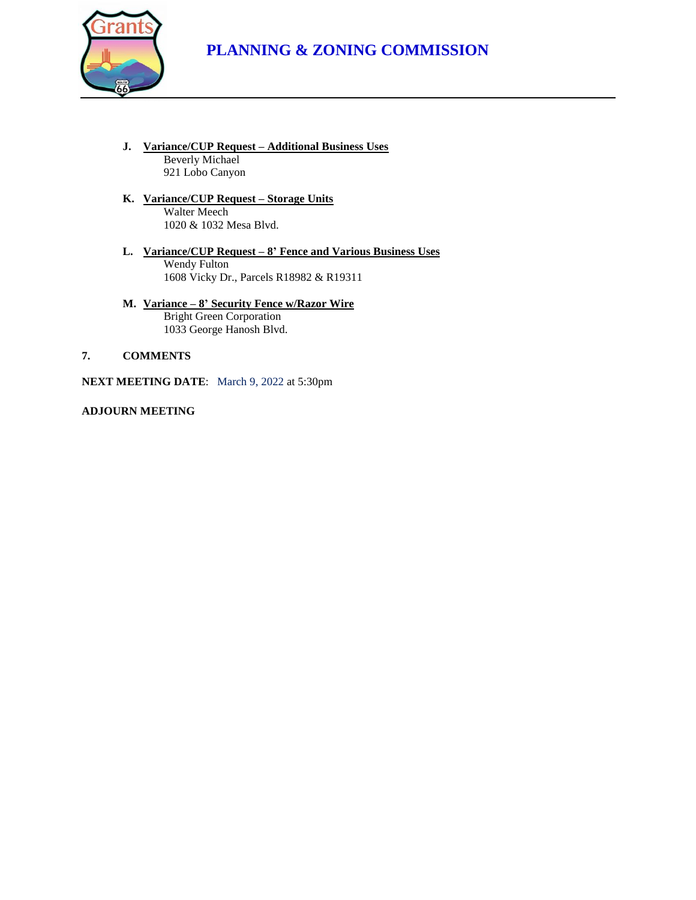# PLANNING & ZONING COMMISSION

**J. <u>Variance/CUP Request – Additional Business Uses</u>**
Beverly Michael
921 Lobo Canyon

**K. <u>Variance/CUP Request – Storage Units</u>**
Walter Meech
1020 & 1032 Mesa Blvd.

**L. <u>Variance/CUP Request – 8' Fence and Various Business Uses</u>**
Wendy Fulton
1608 Vicky Dr., Parcels R18982 & R19311

**M. <u>Variance – 8' Security Fence w/Razor Wire</u>**
Bright Green Corporation
1033 George Hanosh Blvd.

**7. COMMENTS**

**NEXT MEETING DATE**: March 9, 2022 at 5:30pm

**ADJOURN MEETING**